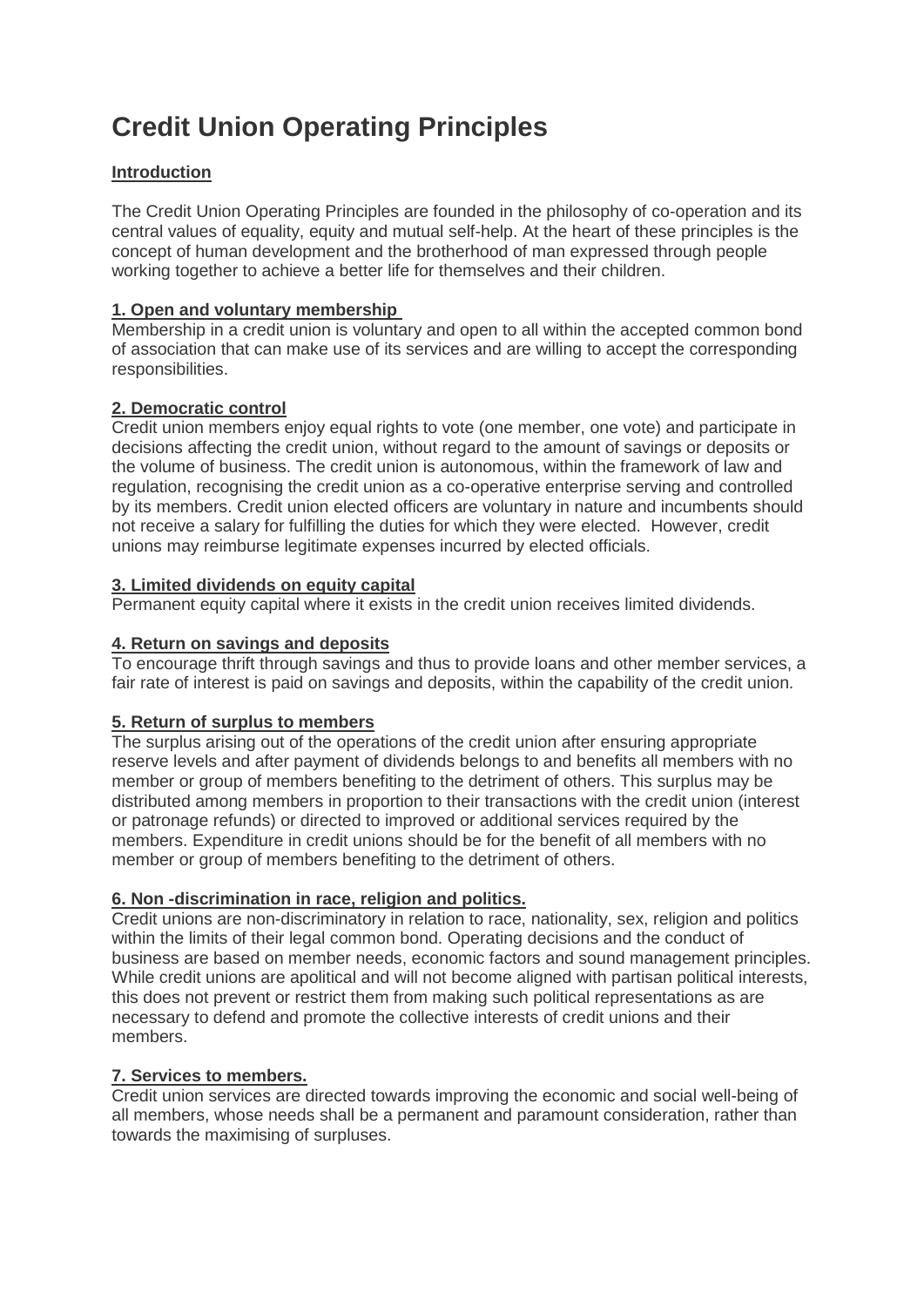# Credit Union Operating Principles

## Introduction

The Credit Union Operating Principles are founded in the philosophy of co-operation and its central values of equality, equity and mutual self-help. At the heart of these principles is the concept of human development and the brotherhood of man expressed through people working together to achieve a better life for themselves and their children.

### 1. Open and voluntary membership

Membership in a credit union is voluntary and open to all within the accepted common bond of association that can make use of its services and are willing to accept the corresponding responsibilities.

### 2. Democratic control

Credit union members enjoy equal rights to vote (one member, one vote) and participate in decisions affecting the credit union, without regard to the amount of savings or deposits or the volume of business. The credit union is autonomous, within the framework of law and regulation, recognising the credit union as a co-operative enterprise serving and controlled by its members. Credit union elected officers are voluntary in nature and incumbents should not receive a salary for fulfilling the duties for which they were elected. However, credit unions may reimburse legitimate expenses incurred by elected officials.

### 3. Limited dividends on equity capital

Permanent equity capital where it exists in the credit union receives limited dividends.

### 4. Return on savings and deposits

To encourage thrift through savings and thus to provide loans and other member services, a fair rate of interest is paid on savings and deposits, within the capability of the credit union.

### 5. Return of surplus to members

The surplus arising out of the operations of the credit union after ensuring appropriate reserve levels and after payment of dividends belongs to and benefits all members with no member or group of members benefiting to the detriment of others. This surplus may be distributed among members in proportion to their transactions with the credit union (interest or patronage refunds) or directed to improved or additional services required by the members. Expenditure in credit unions should be for the benefit of all members with no member or group of members benefiting to the detriment of others.

### 6. Non -discrimination in race, religion and politics.

Credit unions are non-discriminatory in relation to race, nationality, sex, religion and politics within the limits of their legal common bond. Operating decisions and the conduct of business are based on member needs, economic factors and sound management principles. While credit unions are apolitical and will not become aligned with partisan political interests, this does not prevent or restrict them from making such political representations as are necessary to defend and promote the collective interests of credit unions and their members.

### 7. Services to members.

Credit union services are directed towards improving the economic and social well-being of all members, whose needs shall be a permanent and paramount consideration, rather than towards the maximising of surpluses.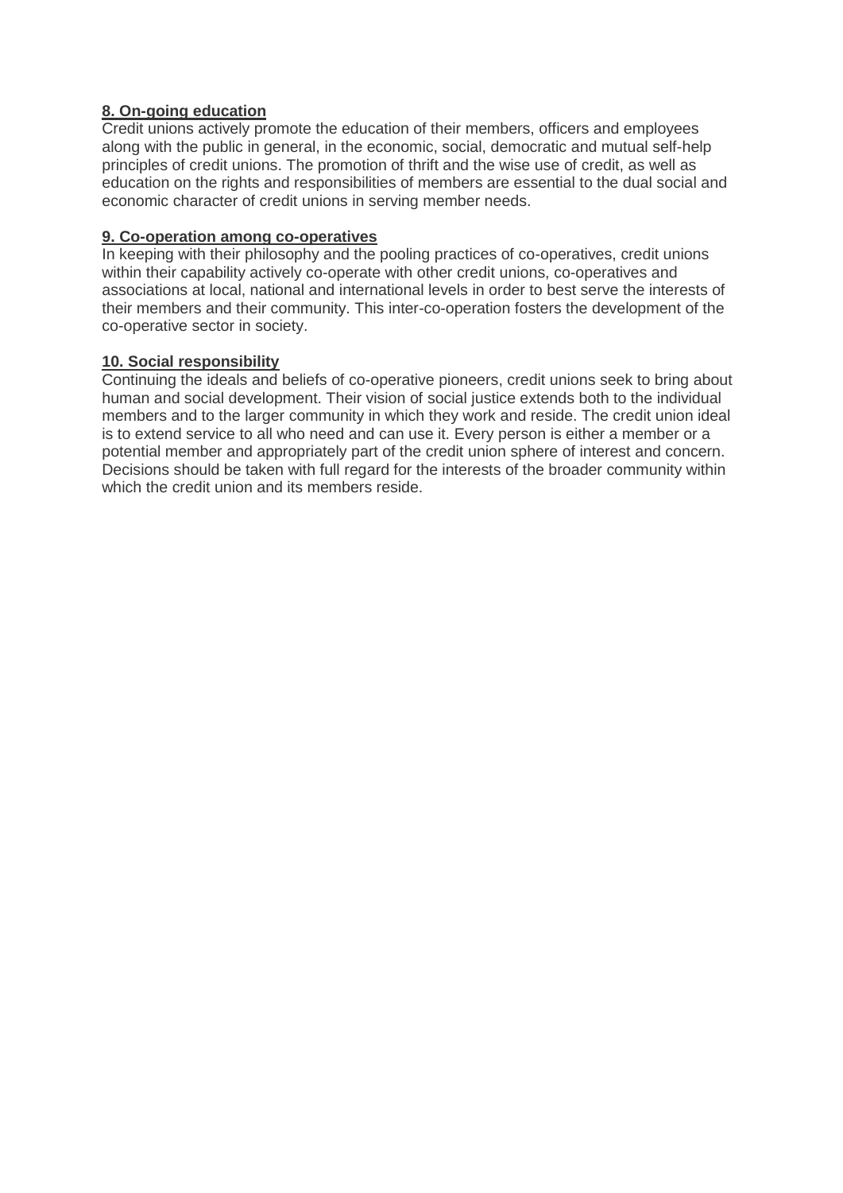**8. On-going education**

Credit unions actively promote the education of their members, officers and employees along with the public in general, in the economic, social, democratic and mutual self-help principles of credit unions. The promotion of thrift and the wise use of credit, as well as education on the rights and responsibilities of members are essential to the dual social and economic character of credit unions in serving member needs.

**9. Co-operation among co-operatives**

In keeping with their philosophy and the pooling practices of co-operatives, credit unions within their capability actively co-operate with other credit unions, co-operatives and associations at local, national and international levels in order to best serve the interests of their members and their community. This inter-co-operation fosters the development of the co-operative sector in society.

**10. Social responsibility**

Continuing the ideals and beliefs of co-operative pioneers, credit unions seek to bring about human and social development. Their vision of social justice extends both to the individual members and to the larger community in which they work and reside. The credit union ideal is to extend service to all who need and can use it. Every person is either a member or a potential member and appropriately part of the credit union sphere of interest and concern. Decisions should be taken with full regard for the interests of the broader community within which the credit union and its members reside.